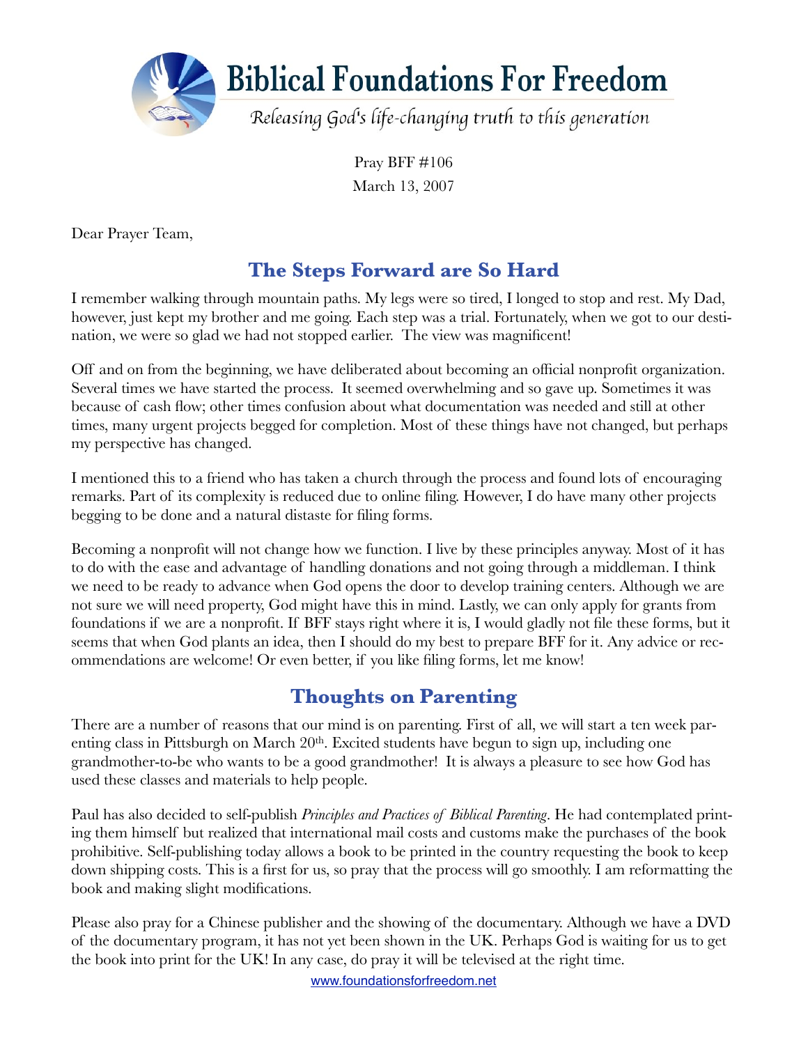# Biblical Foundations For Freedom

*Releasing God's life-changing truth to this generation*

Pray BFF #106

March 13, 2007

Dear Prayer Team,

## The Steps Forward are So Hard

I remember walking through mountain paths. My legs were so tired, I longed to stop and rest. My Dad, however, just kept my brother and me going. Each step was a trial. Fortunately, when we got to our destination, we were so glad we had not stopped earlier. The view was magnificent!

Off and on from the beginning, we have deliberated about becoming an official nonprofit organization. Several times we have started the process. It seemed overwhelming and so gave up. Sometimes it was because of cash flow; other times confusion about what documentation was needed and still at other times, many urgent projects begged for completion. Most of these things have not changed, but perhaps my perspective has changed.

I mentioned this to a friend who has taken a church through the process and found lots of encouraging remarks. Part of its complexity is reduced due to online filing. However, I do have many other projects begging to be done and a natural distaste for filing forms.

Becoming a nonprofit will not change how we function. I live by these principles anyway. Most of it has to do with the ease and advantage of handling donations and not going through a middleman. I think we need to be ready to advance when God opens the door to develop training centers. Although we are not sure we will need property, God might have this in mind. Lastly, we can only apply for grants from foundations if we are a nonprofit. If BFF stays right where it is, I would gladly not file these forms, but it seems that when God plants an idea, then I should do my best to prepare BFF for it. Any advice or recommendations are welcome! Or even better, if you like filing forms, let me know!

## Thoughts on Parenting

There are a number of reasons that our mind is on parenting. First of all, we will start a ten week parenting class in Pittsburgh on March 20th. Excited students have begun to sign up, including one grandmother-to-be who wants to be a good grandmother! It is always a pleasure to see how God has used these classes and materials to help people.

Paul has also decided to self-publish *Principles and Practices of Biblical Parenting*. He had contemplated printing them himself but realized that international mail costs and customs make the purchases of the book prohibitive. Self-publishing today allows a book to be printed in the country requesting the book to keep down shipping costs. This is a first for us, so pray that the process will go smoothly. I am reformatting the book and making slight modifications.

Please also pray for a Chinese publisher and the showing of the documentary. Although we have a DVD of the documentary program, it has not yet been shown in the UK. Perhaps God is waiting for us to get the book into print for the UK! In any case, do pray it will be televised at the right time.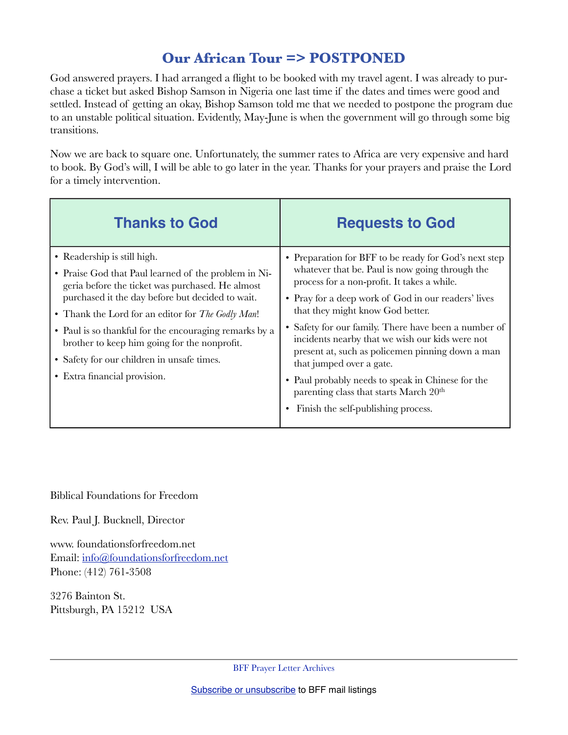## Our African Tour => POSTPONED

God answered prayers. I had arranged a flight to be booked with my travel agent. I was already to purchase a ticket but asked Bishop Samson in Nigeria one last time if the dates and times were good and settled. Instead of getting an okay, Bishop Samson told me that we needed to postpone the program due to an unstable political situation. Evidently, May-June is when the government will go through some big transitions.

Now we are back to square one. Unfortunately, the summer rates to Africa are very expensive and hard to book. By God's will, I will be able to go later in the year. Thanks for your prayers and praise the Lord for a timely intervention.

| Thanks to God | Requests to God |
|---|---|
| • Readership is still high.<br>• Praise God that Paul learned of the problem in Nigeria before the ticket was purchased. He almost purchased it the day before but decided to wait.<br>• Thank the Lord for an editor for *The Godly Man*!<br>• Paul is so thankful for the encouraging remarks by a brother to keep him going for the nonprofit.<br>• Safety for our children in unsafe times.<br>• Extra financial provision. | • Preparation for BFF to be ready for God's next step whatever that be. Paul is now going through the process for a non-profit. It takes a while.<br>• Pray for a deep work of God in our readers' lives that they might know God better.<br>• Safety for our family. There have been a number of incidents nearby that we wish our kids were not present at, such as policemen pinning down a man that jumped over a gate.<br>• Paul probably needs to speak in Chinese for the parenting class that starts March 20th<br>• Finish the self-publishing process. |

Biblical Foundations for Freedom

Rev. Paul J. Bucknell, Director

www. foundationsforfreedom.net
Email: info@foundationsforfreedom.net
Phone: (412) 761-3508

3276 Bainton St.
Pittsburgh, PA 15212 USA

---

BFF Prayer Letter Archives

Subscribe or unsubscribe to BFF mail listings